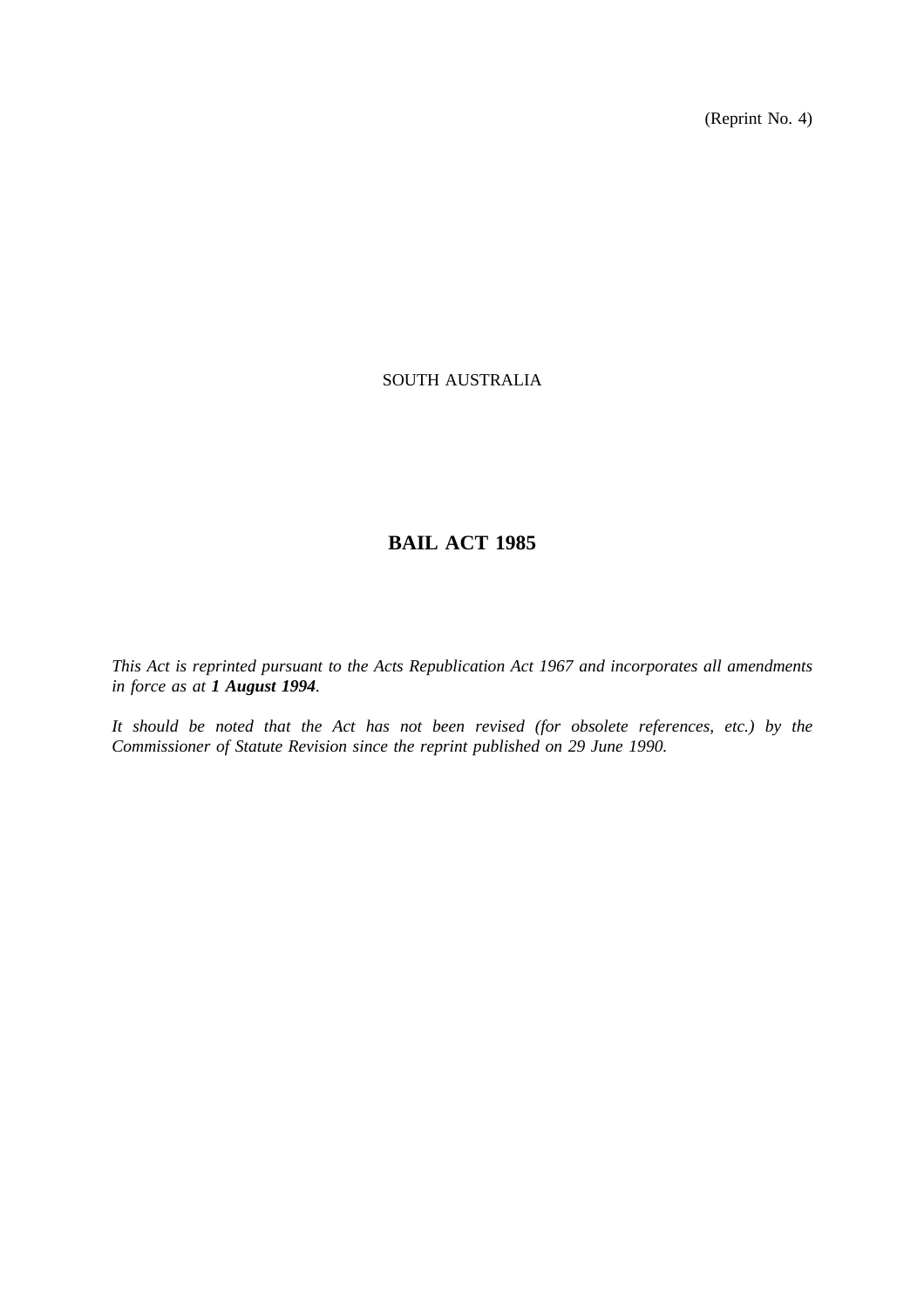(Reprint No. 4)

SOUTH AUSTRALIA

# BAIL ACT 1985

*This Act is reprinted pursuant to the Acts Republication Act 1967 and incorporates all amendments in force as at **1 August 1994**.*

*It should be noted that the Act has not been revised (for obsolete references, etc.) by the Commissioner of Statute Revision since the reprint published on 29 June 1990.*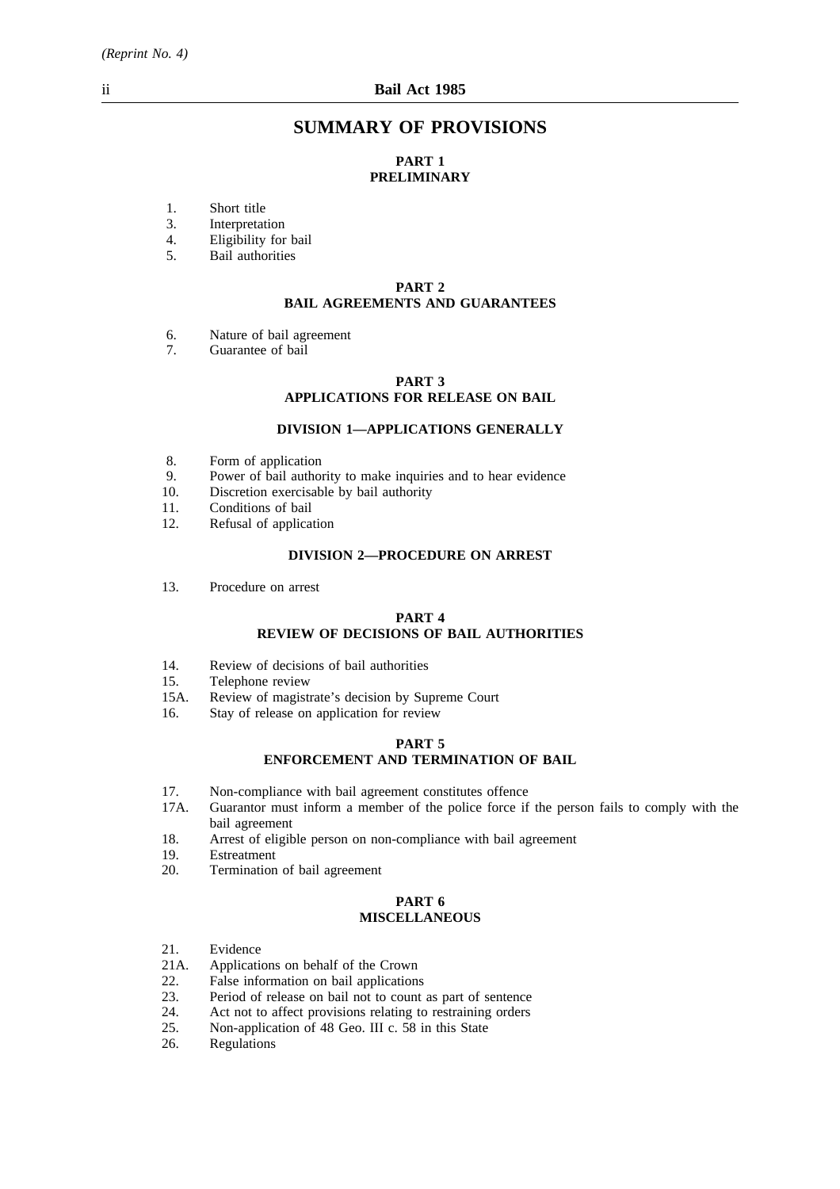# SUMMARY OF PROVISIONS

## PART 1
## PRELIMINARY

1. Short title
3. Interpretation
4. Eligibility for bail
5. Bail authorities

## PART 2
## BAIL AGREEMENTS AND GUARANTEES

6. Nature of bail agreement
7. Guarantee of bail

## PART 3
## APPLICATIONS FOR RELEASE ON BAIL

### DIVISION 1—APPLICATIONS GENERALLY

8. Form of application
9. Power of bail authority to make inquiries and to hear evidence
10. Discretion exercisable by bail authority
11. Conditions of bail
12. Refusal of application

### DIVISION 2—PROCEDURE ON ARREST

13. Procedure on arrest

## PART 4
## REVIEW OF DECISIONS OF BAIL AUTHORITIES

14. Review of decisions of bail authorities
15. Telephone review
15A. Review of magistrate's decision by Supreme Court
16. Stay of release on application for review

## PART 5
## ENFORCEMENT AND TERMINATION OF BAIL

17. Non-compliance with bail agreement constitutes offence
17A. Guarantor must inform a member of the police force if the person fails to comply with the bail agreement
18. Arrest of eligible person on non-compliance with bail agreement
19. Estreatment
20. Termination of bail agreement

## PART 6
## MISCELLANEOUS

21. Evidence
21A. Applications on behalf of the Crown
22. False information on bail applications
23. Period of release on bail not to count as part of sentence
24. Act not to affect provisions relating to restraining orders
25. Non-application of 48 Geo. III c. 58 in this State
26. Regulations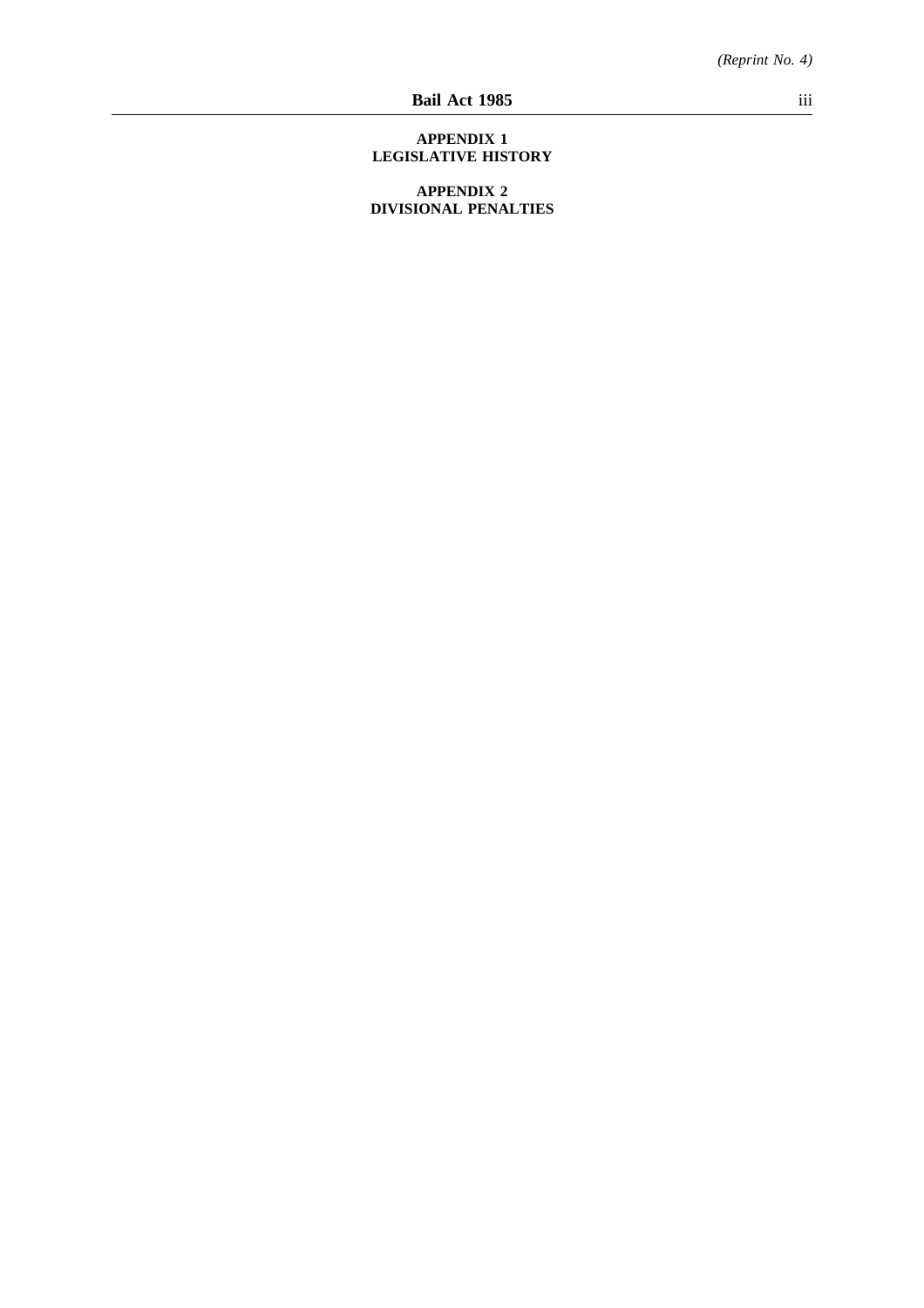**APPENDIX 1**
**LEGISLATIVE HISTORY**

**APPENDIX 2**
**DIVISIONAL PENALTIES**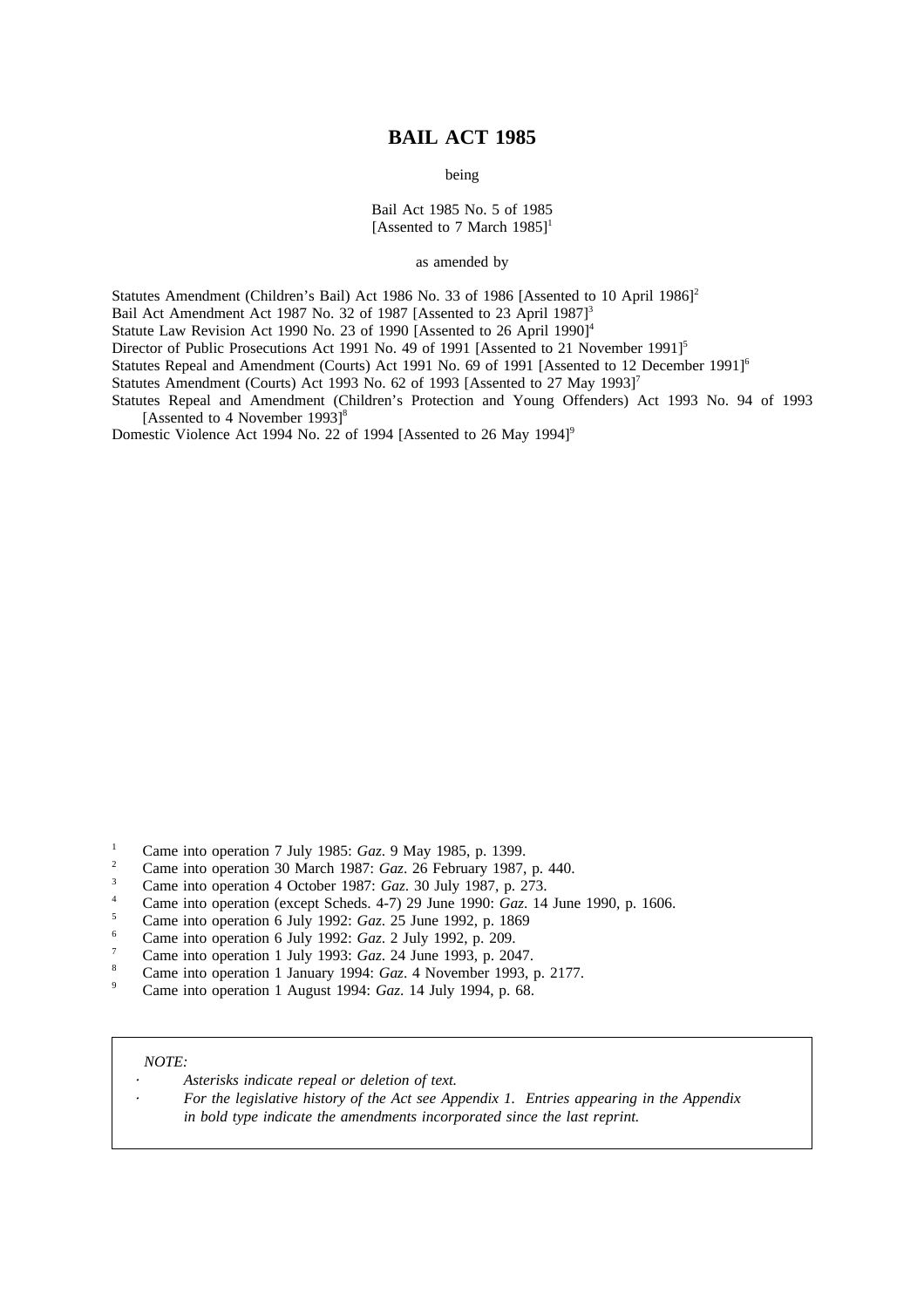# BAIL ACT 1985

being

Bail Act 1985 No. 5 of 1985
[Assented to 7 March 1985][1]

as amended by

Statutes Amendment (Children's Bail) Act 1986 No. 33 of 1986 [Assented to 10 April 1986][2]
Bail Act Amendment Act 1987 No. 32 of 1987 [Assented to 23 April 1987][3]
Statute Law Revision Act 1990 No. 23 of 1990 [Assented to 26 April 1990][4]
Director of Public Prosecutions Act 1991 No. 49 of 1991 [Assented to 21 November 1991][5]
Statutes Repeal and Amendment (Courts) Act 1991 No. 69 of 1991 [Assented to 12 December 1991][6]
Statutes Amendment (Courts) Act 1993 No. 62 of 1993 [Assented to 27 May 1993][7]
Statutes Repeal and Amendment (Children's Protection and Young Offenders) Act 1993 No. 94 of 1993 [Assented to 4 November 1993][8]
Domestic Violence Act 1994 No. 22 of 1994 [Assented to 26 May 1994][9]

[1] Came into operation 7 July 1985: *Gaz*. 9 May 1985, p. 1399.
[2] Came into operation 30 March 1987: *Gaz*. 26 February 1987, p. 440.
[3] Came into operation 4 October 1987: *Gaz*. 30 July 1987, p. 273.
[4] Came into operation (except Scheds. 4-7) 29 June 1990: *Gaz*. 14 June 1990, p. 1606.
[5] Came into operation 6 July 1992: *Gaz*. 25 June 1992, p. 1869
[6] Came into operation 6 July 1992: *Gaz*. 2 July 1992, p. 209.
[7] Came into operation 1 July 1993: *Gaz*. 24 June 1993, p. 2047.
[8] Came into operation 1 January 1994: *Gaz*. 4 November 1993, p. 2177.
[9] Came into operation 1 August 1994: *Gaz*. 14 July 1994, p. 68.

*NOTE:*
- *Asterisks indicate repeal or deletion of text.*
- *For the legislative history of the Act see Appendix 1. Entries appearing in the Appendix in bold type indicate the amendments incorporated since the last reprint.*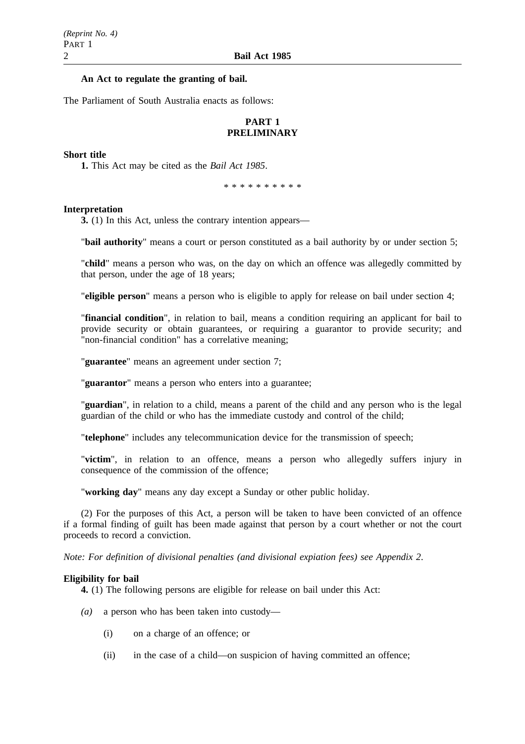**An Act to regulate the granting of bail.**

The Parliament of South Australia enacts as follows:

## PART 1
## PRELIMINARY

**Short title**

**1.** This Act may be cited as the *Bail Act 1985*.

* * * * * * * * * *

**Interpretation**

**3.** (1) In this Act, unless the contrary intention appears—

"**bail authority**" means a court or person constituted as a bail authority by or under section 5;

"**child**" means a person who was, on the day on which an offence was allegedly committed by that person, under the age of 18 years;

"**eligible person**" means a person who is eligible to apply for release on bail under section 4;

"**financial condition**", in relation to bail, means a condition requiring an applicant for bail to provide security or obtain guarantees, or requiring a guarantor to provide security; and "non-financial condition" has a correlative meaning;

"**guarantee**" means an agreement under section 7;

"**guarantor**" means a person who enters into a guarantee;

"**guardian**", in relation to a child, means a parent of the child and any person who is the legal guardian of the child or who has the immediate custody and control of the child;

"**telephone**" includes any telecommunication device for the transmission of speech;

"**victim**", in relation to an offence, means a person who allegedly suffers injury in consequence of the commission of the offence;

"**working day**" means any day except a Sunday or other public holiday.

(2) For the purposes of this Act, a person will be taken to have been convicted of an offence if a formal finding of guilt has been made against that person by a court whether or not the court proceeds to record a conviction.

*Note: For definition of divisional penalties (and divisional expiation fees) see Appendix 2.*

**Eligibility for bail**

**4.** (1) The following persons are eligible for release on bail under this Act:

*(a)* a person who has been taken into custody—

(i) on a charge of an offence; or

(ii) in the case of a child—on suspicion of having committed an offence;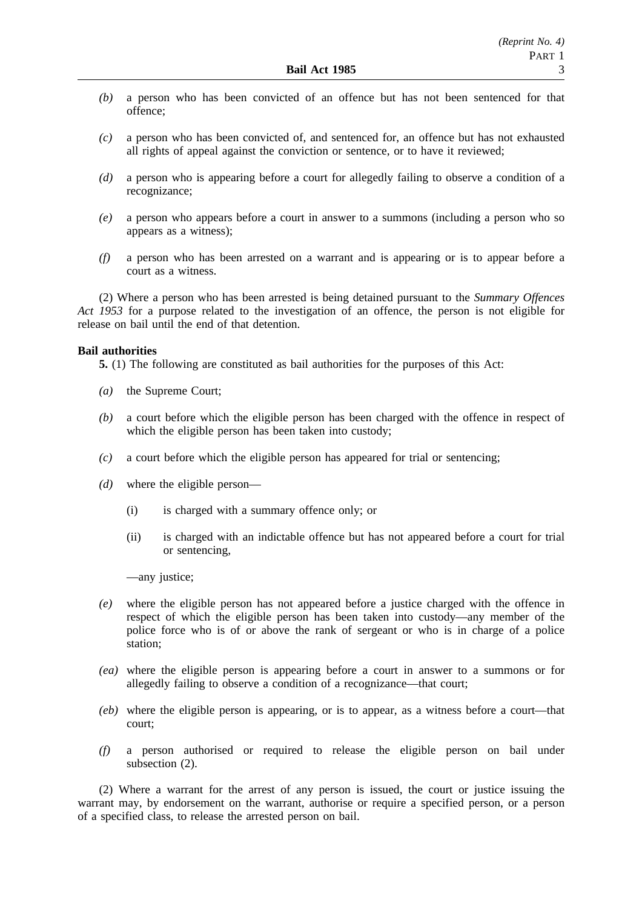*(b)* a person who has been convicted of an offence but has not been sentenced for that offence;

*(c)* a person who has been convicted of, and sentenced for, an offence but has not exhausted all rights of appeal against the conviction or sentence, or to have it reviewed;

*(d)* a person who is appearing before a court for allegedly failing to observe a condition of a recognizance;

*(e)* a person who appears before a court in answer to a summons (including a person who so appears as a witness);

*(f)* a person who has been arrested on a warrant and is appearing or is to appear before a court as a witness.

(2) Where a person who has been arrested is being detained pursuant to the *Summary Offences Act 1953* for a purpose related to the investigation of an offence, the person is not eligible for release on bail until the end of that detention.

**Bail authorities**

**5.** (1) The following are constituted as bail authorities for the purposes of this Act:

*(a)* the Supreme Court;

*(b)* a court before which the eligible person has been charged with the offence in respect of which the eligible person has been taken into custody;

*(c)* a court before which the eligible person has appeared for trial or sentencing;

*(d)* where the eligible person—

(i) is charged with a summary offence only; or

(ii) is charged with an indictable offence but has not appeared before a court for trial or sentencing,

—any justice;

*(e)* where the eligible person has not appeared before a justice charged with the offence in respect of which the eligible person has been taken into custody—any member of the police force who is of or above the rank of sergeant or who is in charge of a police station;

*(ea)* where the eligible person is appearing before a court in answer to a summons or for allegedly failing to observe a condition of a recognizance—that court;

*(eb)* where the eligible person is appearing, or is to appear, as a witness before a court—that court;

*(f)* a person authorised or required to release the eligible person on bail under subsection (2).

(2) Where a warrant for the arrest of any person is issued, the court or justice issuing the warrant may, by endorsement on the warrant, authorise or require a specified person, or a person of a specified class, to release the arrested person on bail.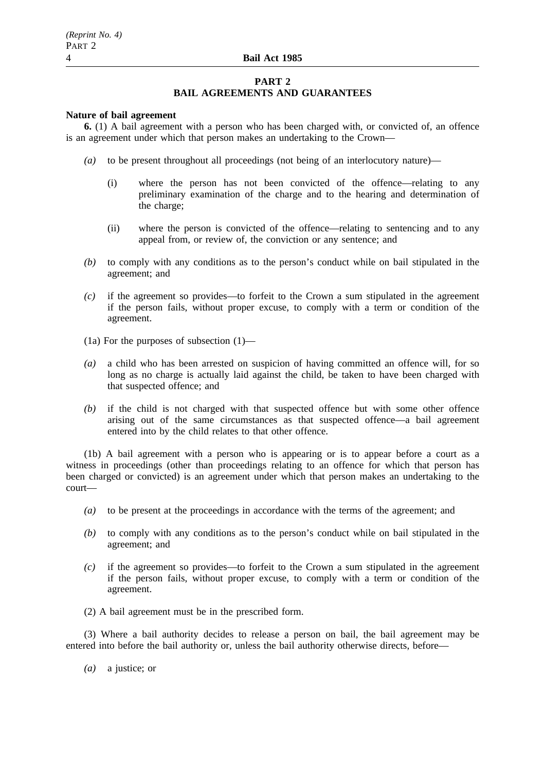## PART 2
## BAIL AGREEMENTS AND GUARANTEES

**Nature of bail agreement**

**6.** (1) A bail agreement with a person who has been charged with, or convicted of, an offence is an agreement under which that person makes an undertaking to the Crown—

*(a)* to be present throughout all proceedings (not being of an interlocutory nature)—

(i) where the person has not been convicted of the offence—relating to any preliminary examination of the charge and to the hearing and determination of the charge;

(ii) where the person is convicted of the offence—relating to sentencing and to any appeal from, or review of, the conviction or any sentence; and

*(b)* to comply with any conditions as to the person's conduct while on bail stipulated in the agreement; and

*(c)* if the agreement so provides—to forfeit to the Crown a sum stipulated in the agreement if the person fails, without proper excuse, to comply with a term or condition of the agreement.

(1a) For the purposes of subsection (1)—

*(a)* a child who has been arrested on suspicion of having committed an offence will, for so long as no charge is actually laid against the child, be taken to have been charged with that suspected offence; and

*(b)* if the child is not charged with that suspected offence but with some other offence arising out of the same circumstances as that suspected offence—a bail agreement entered into by the child relates to that other offence.

(1b) A bail agreement with a person who is appearing or is to appear before a court as a witness in proceedings (other than proceedings relating to an offence for which that person has been charged or convicted) is an agreement under which that person makes an undertaking to the court—

*(a)* to be present at the proceedings in accordance with the terms of the agreement; and

*(b)* to comply with any conditions as to the person's conduct while on bail stipulated in the agreement; and

*(c)* if the agreement so provides—to forfeit to the Crown a sum stipulated in the agreement if the person fails, without proper excuse, to comply with a term or condition of the agreement.

(2) A bail agreement must be in the prescribed form.

(3) Where a bail authority decides to release a person on bail, the bail agreement may be entered into before the bail authority or, unless the bail authority otherwise directs, before—

*(a)* a justice; or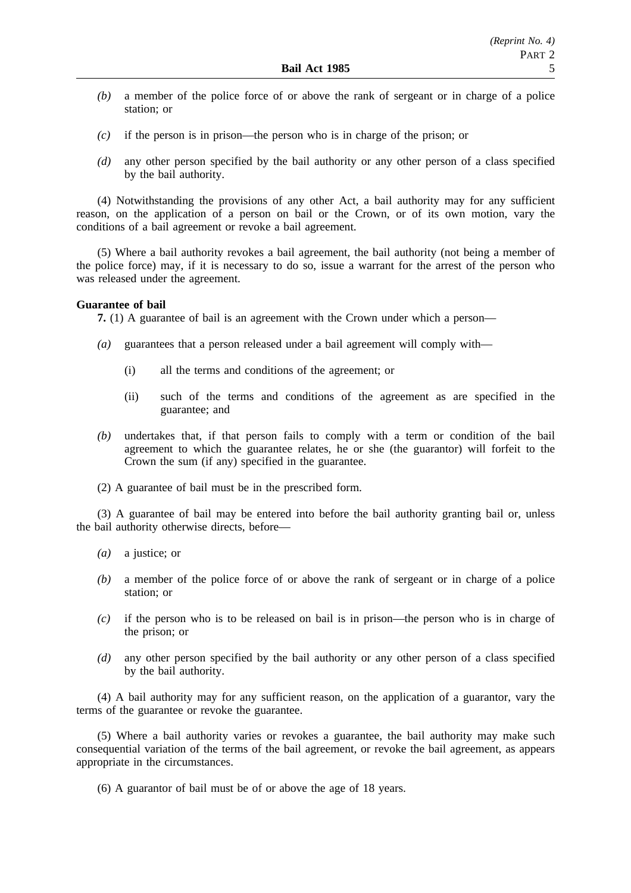*(b)* a member of the police force of or above the rank of sergeant or in charge of a police station; or

*(c)* if the person is in prison—the person who is in charge of the prison; or

*(d)* any other person specified by the bail authority or any other person of a class specified by the bail authority.

(4) Notwithstanding the provisions of any other Act, a bail authority may for any sufficient reason, on the application of a person on bail or the Crown, or of its own motion, vary the conditions of a bail agreement or revoke a bail agreement.

(5) Where a bail authority revokes a bail agreement, the bail authority (not being a member of the police force) may, if it is necessary to do so, issue a warrant for the arrest of the person who was released under the agreement.

**Guarantee of bail**

**7.** (1) A guarantee of bail is an agreement with the Crown under which a person—

*(a)* guarantees that a person released under a bail agreement will comply with—

(i) all the terms and conditions of the agreement; or

(ii) such of the terms and conditions of the agreement as are specified in the guarantee; and

*(b)* undertakes that, if that person fails to comply with a term or condition of the bail agreement to which the guarantee relates, he or she (the guarantor) will forfeit to the Crown the sum (if any) specified in the guarantee.

(2) A guarantee of bail must be in the prescribed form.

(3) A guarantee of bail may be entered into before the bail authority granting bail or, unless the bail authority otherwise directs, before—

*(a)* a justice; or

*(b)* a member of the police force of or above the rank of sergeant or in charge of a police station; or

*(c)* if the person who is to be released on bail is in prison—the person who is in charge of the prison; or

*(d)* any other person specified by the bail authority or any other person of a class specified by the bail authority.

(4) A bail authority may for any sufficient reason, on the application of a guarantor, vary the terms of the guarantee or revoke the guarantee.

(5) Where a bail authority varies or revokes a guarantee, the bail authority may make such consequential variation of the terms of the bail agreement, or revoke the bail agreement, as appears appropriate in the circumstances.

(6) A guarantor of bail must be of or above the age of 18 years.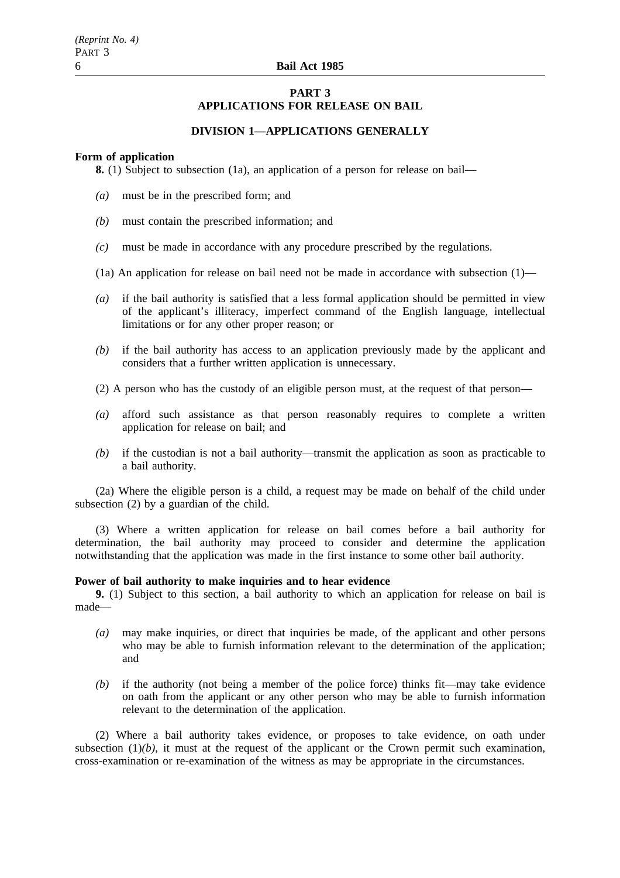## PART 3
## APPLICATIONS FOR RELEASE ON BAIL

### DIVISION 1—APPLICATIONS GENERALLY

**Form of application**

**8.** (1) Subject to subsection (1a), an application of a person for release on bail—

*(a)* must be in the prescribed form; and

*(b)* must contain the prescribed information; and

*(c)* must be made in accordance with any procedure prescribed by the regulations.

(1a) An application for release on bail need not be made in accordance with subsection (1)—

*(a)* if the bail authority is satisfied that a less formal application should be permitted in view of the applicant's illiteracy, imperfect command of the English language, intellectual limitations or for any other proper reason; or

*(b)* if the bail authority has access to an application previously made by the applicant and considers that a further written application is unnecessary.

(2) A person who has the custody of an eligible person must, at the request of that person—

*(a)* afford such assistance as that person reasonably requires to complete a written application for release on bail; and

*(b)* if the custodian is not a bail authority—transmit the application as soon as practicable to a bail authority.

(2a) Where the eligible person is a child, a request may be made on behalf of the child under subsection (2) by a guardian of the child.

(3) Where a written application for release on bail comes before a bail authority for determination, the bail authority may proceed to consider and determine the application notwithstanding that the application was made in the first instance to some other bail authority.

**Power of bail authority to make inquiries and to hear evidence**

**9.** (1) Subject to this section, a bail authority to which an application for release on bail is made—

*(a)* may make inquiries, or direct that inquiries be made, of the applicant and other persons who may be able to furnish information relevant to the determination of the application; and

*(b)* if the authority (not being a member of the police force) thinks fit—may take evidence on oath from the applicant or any other person who may be able to furnish information relevant to the determination of the application.

(2) Where a bail authority takes evidence, or proposes to take evidence, on oath under subsection (1)*(b)*, it must at the request of the applicant or the Crown permit such examination, cross-examination or re-examination of the witness as may be appropriate in the circumstances.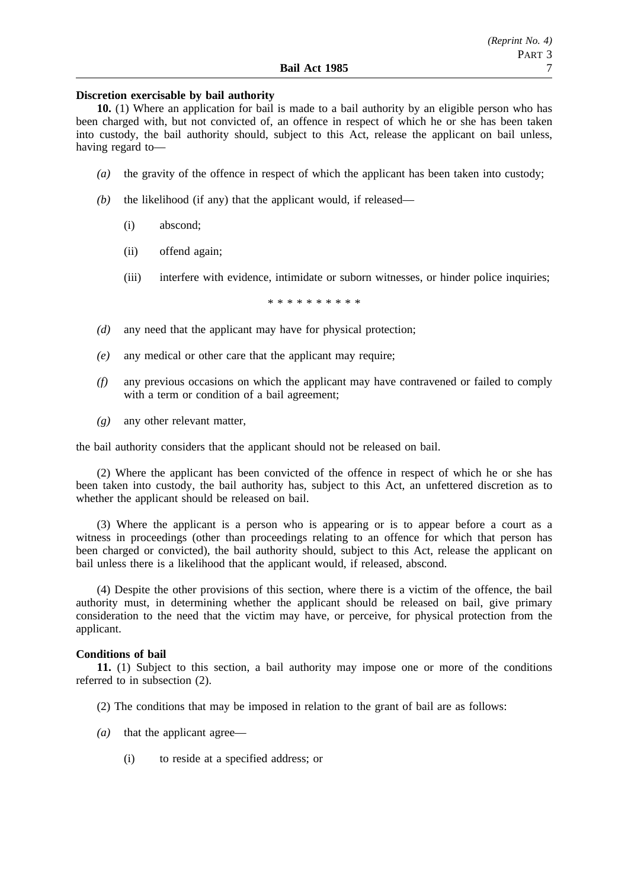**Discretion exercisable by bail authority**

**10.** (1) Where an application for bail is made to a bail authority by an eligible person who has been charged with, but not convicted of, an offence in respect of which he or she has been taken into custody, the bail authority should, subject to this Act, release the applicant on bail unless, having regard to—

*(a)* the gravity of the offence in respect of which the applicant has been taken into custody;

*(b)* the likelihood (if any) that the applicant would, if released—

(i) abscond;

(ii) offend again;

(iii) interfere with evidence, intimidate or suborn witnesses, or hinder police inquiries;

\* \* \* \* \* \* \* \* \* \*

*(d)* any need that the applicant may have for physical protection;

*(e)* any medical or other care that the applicant may require;

*(f)* any previous occasions on which the applicant may have contravened or failed to comply with a term or condition of a bail agreement;

*(g)* any other relevant matter,

the bail authority considers that the applicant should not be released on bail.

(2) Where the applicant has been convicted of the offence in respect of which he or she has been taken into custody, the bail authority has, subject to this Act, an unfettered discretion as to whether the applicant should be released on bail.

(3) Where the applicant is a person who is appearing or is to appear before a court as a witness in proceedings (other than proceedings relating to an offence for which that person has been charged or convicted), the bail authority should, subject to this Act, release the applicant on bail unless there is a likelihood that the applicant would, if released, abscond.

(4) Despite the other provisions of this section, where there is a victim of the offence, the bail authority must, in determining whether the applicant should be released on bail, give primary consideration to the need that the victim may have, or perceive, for physical protection from the applicant.

**Conditions of bail**

**11.** (1) Subject to this section, a bail authority may impose one or more of the conditions referred to in subsection (2).

(2) The conditions that may be imposed in relation to the grant of bail are as follows:

*(a)* that the applicant agree—

(i) to reside at a specified address; or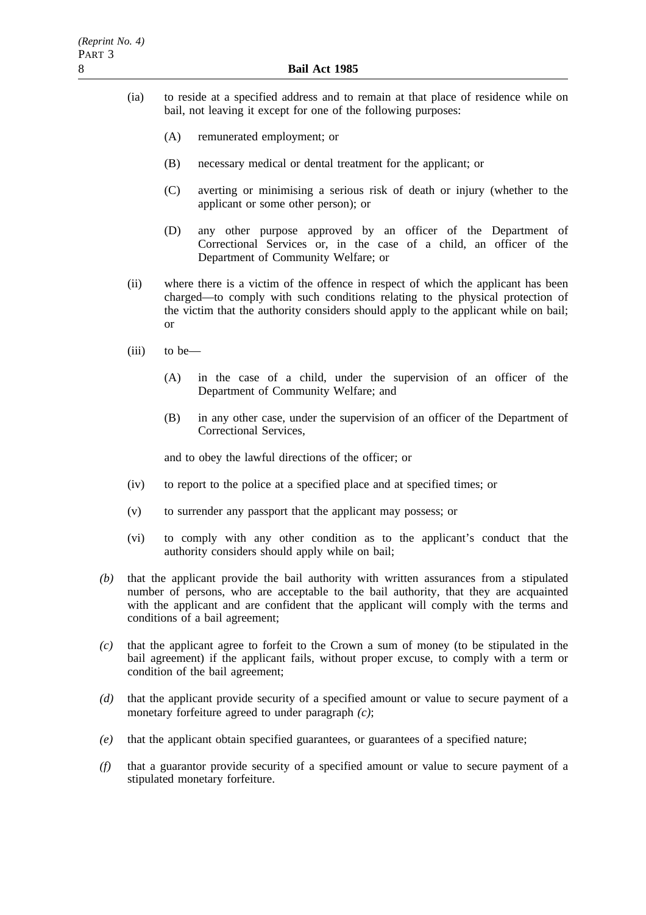(ia) to reside at a specified address and to remain at that place of residence while on bail, not leaving it except for one of the following purposes:

(A) remunerated employment; or

(B) necessary medical or dental treatment for the applicant; or

(C) averting or minimising a serious risk of death or injury (whether to the applicant or some other person); or

(D) any other purpose approved by an officer of the Department of Correctional Services or, in the case of a child, an officer of the Department of Community Welfare; or

(ii) where there is a victim of the offence in respect of which the applicant has been charged—to comply with such conditions relating to the physical protection of the victim that the authority considers should apply to the applicant while on bail; or

(iii) to be—

(A) in the case of a child, under the supervision of an officer of the Department of Community Welfare; and

(B) in any other case, under the supervision of an officer of the Department of Correctional Services,

and to obey the lawful directions of the officer; or

(iv) to report to the police at a specified place and at specified times; or

(v) to surrender any passport that the applicant may possess; or

(vi) to comply with any other condition as to the applicant's conduct that the authority considers should apply while on bail;

*(b)* that the applicant provide the bail authority with written assurances from a stipulated number of persons, who are acceptable to the bail authority, that they are acquainted with the applicant and are confident that the applicant will comply with the terms and conditions of a bail agreement;

*(c)* that the applicant agree to forfeit to the Crown a sum of money (to be stipulated in the bail agreement) if the applicant fails, without proper excuse, to comply with a term or condition of the bail agreement;

*(d)* that the applicant provide security of a specified amount or value to secure payment of a monetary forfeiture agreed to under paragraph *(c)*;

*(e)* that the applicant obtain specified guarantees, or guarantees of a specified nature;

*(f)* that a guarantor provide security of a specified amount or value to secure payment of a stipulated monetary forfeiture.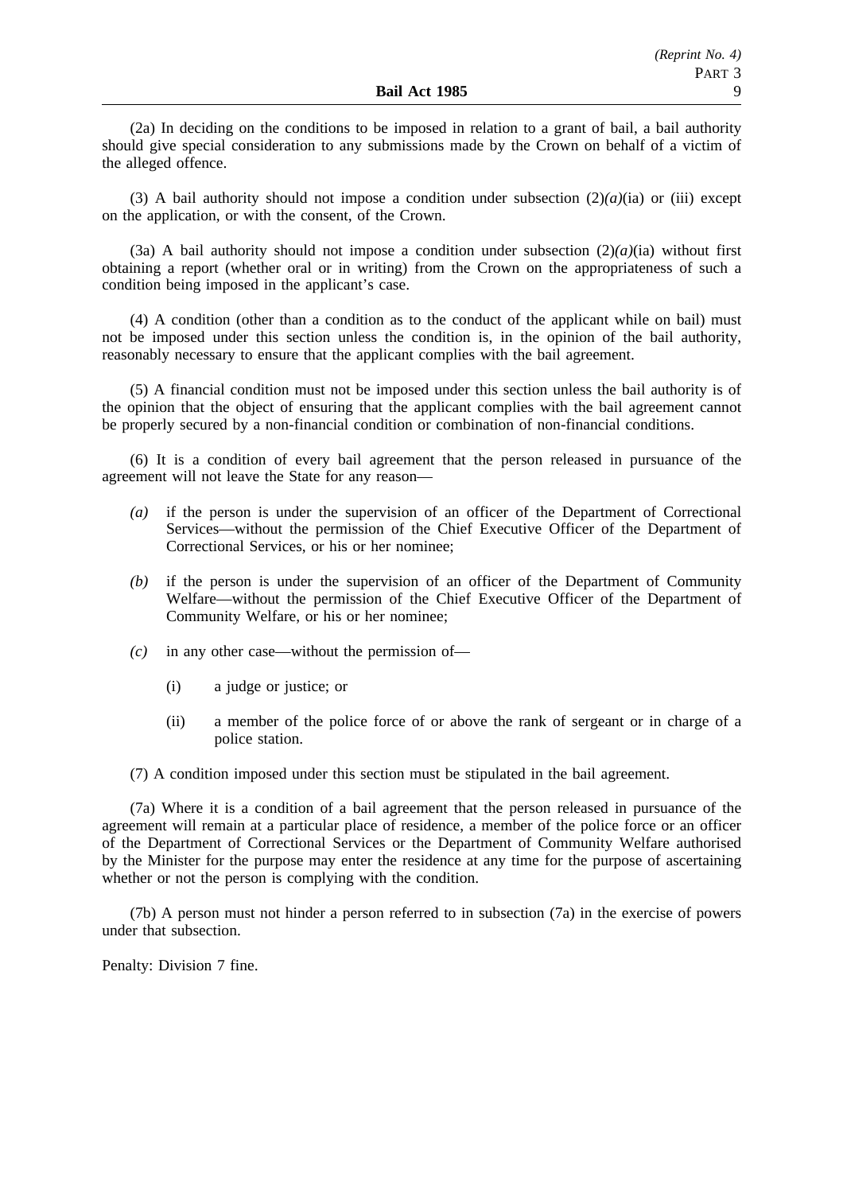(2a) In deciding on the conditions to be imposed in relation to a grant of bail, a bail authority should give special consideration to any submissions made by the Crown on behalf of a victim of the alleged offence.

(3) A bail authority should not impose a condition under subsection (2)*(a)*(ia) or (iii) except on the application, or with the consent, of the Crown.

(3a) A bail authority should not impose a condition under subsection (2)*(a)*(ia) without first obtaining a report (whether oral or in writing) from the Crown on the appropriateness of such a condition being imposed in the applicant's case.

(4) A condition (other than a condition as to the conduct of the applicant while on bail) must not be imposed under this section unless the condition is, in the opinion of the bail authority, reasonably necessary to ensure that the applicant complies with the bail agreement.

(5) A financial condition must not be imposed under this section unless the bail authority is of the opinion that the object of ensuring that the applicant complies with the bail agreement cannot be properly secured by a non-financial condition or combination of non-financial conditions.

(6) It is a condition of every bail agreement that the person released in pursuance of the agreement will not leave the State for any reason—

*(a)* if the person is under the supervision of an officer of the Department of Correctional Services—without the permission of the Chief Executive Officer of the Department of Correctional Services, or his or her nominee;

*(b)* if the person is under the supervision of an officer of the Department of Community Welfare—without the permission of the Chief Executive Officer of the Department of Community Welfare, or his or her nominee;

*(c)* in any other case—without the permission of—

(i) a judge or justice; or

(ii) a member of the police force of or above the rank of sergeant or in charge of a police station.

(7) A condition imposed under this section must be stipulated in the bail agreement.

(7a) Where it is a condition of a bail agreement that the person released in pursuance of the agreement will remain at a particular place of residence, a member of the police force or an officer of the Department of Correctional Services or the Department of Community Welfare authorised by the Minister for the purpose may enter the residence at any time for the purpose of ascertaining whether or not the person is complying with the condition.

(7b) A person must not hinder a person referred to in subsection (7a) in the exercise of powers under that subsection.

Penalty: Division 7 fine.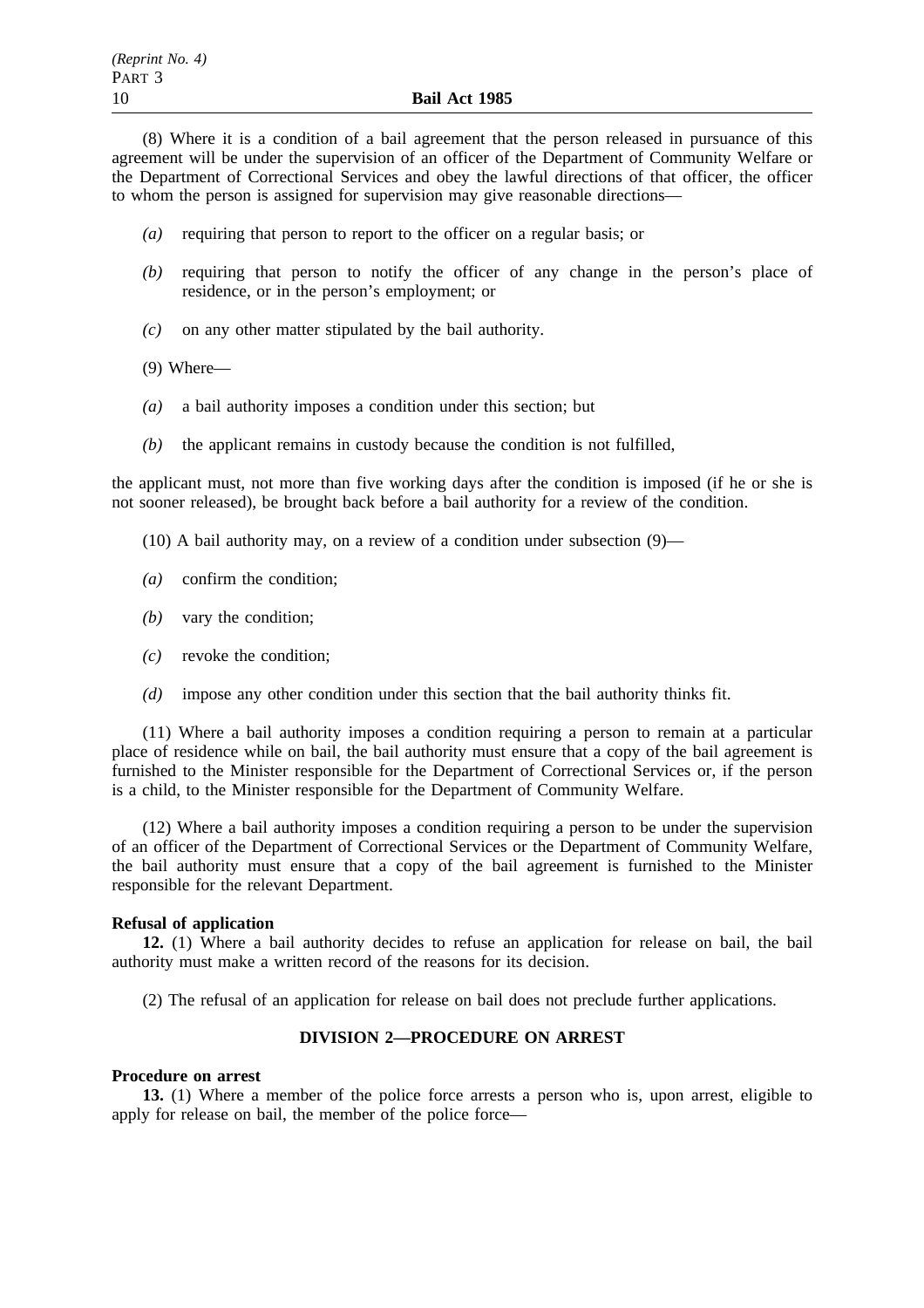(8) Where it is a condition of a bail agreement that the person released in pursuance of this agreement will be under the supervision of an officer of the Department of Community Welfare or the Department of Correctional Services and obey the lawful directions of that officer, the officer to whom the person is assigned for supervision may give reasonable directions—

*(a)* requiring that person to report to the officer on a regular basis; or

*(b)* requiring that person to notify the officer of any change in the person's place of residence, or in the person's employment; or

*(c)* on any other matter stipulated by the bail authority.

(9) Where—

*(a)* a bail authority imposes a condition under this section; but

*(b)* the applicant remains in custody because the condition is not fulfilled,

the applicant must, not more than five working days after the condition is imposed (if he or she is not sooner released), be brought back before a bail authority for a review of the condition.

(10) A bail authority may, on a review of a condition under subsection (9)—

*(a)* confirm the condition;

*(b)* vary the condition;

*(c)* revoke the condition;

*(d)* impose any other condition under this section that the bail authority thinks fit.

(11) Where a bail authority imposes a condition requiring a person to remain at a particular place of residence while on bail, the bail authority must ensure that a copy of the bail agreement is furnished to the Minister responsible for the Department of Correctional Services or, if the person is a child, to the Minister responsible for the Department of Community Welfare.

(12) Where a bail authority imposes a condition requiring a person to be under the supervision of an officer of the Department of Correctional Services or the Department of Community Welfare, the bail authority must ensure that a copy of the bail agreement is furnished to the Minister responsible for the relevant Department.

**Refusal of application**

**12.** (1) Where a bail authority decides to refuse an application for release on bail, the bail authority must make a written record of the reasons for its decision.

(2) The refusal of an application for release on bail does not preclude further applications.

## DIVISION 2—PROCEDURE ON ARREST

**Procedure on arrest**

**13.** (1) Where a member of the police force arrests a person who is, upon arrest, eligible to apply for release on bail, the member of the police force—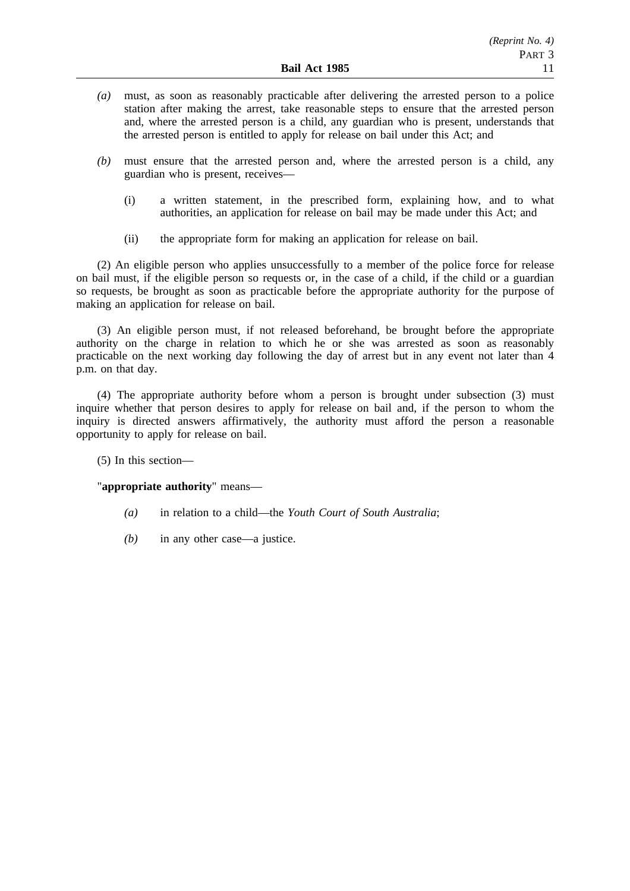*(a)* must, as soon as reasonably practicable after delivering the arrested person to a police station after making the arrest, take reasonable steps to ensure that the arrested person and, where the arrested person is a child, any guardian who is present, understands that the arrested person is entitled to apply for release on bail under this Act; and

*(b)* must ensure that the arrested person and, where the arrested person is a child, any guardian who is present, receives—

(i) a written statement, in the prescribed form, explaining how, and to what authorities, an application for release on bail may be made under this Act; and

(ii) the appropriate form for making an application for release on bail.

(2) An eligible person who applies unsuccessfully to a member of the police force for release on bail must, if the eligible person so requests or, in the case of a child, if the child or a guardian so requests, be brought as soon as practicable before the appropriate authority for the purpose of making an application for release on bail.

(3) An eligible person must, if not released beforehand, be brought before the appropriate authority on the charge in relation to which he or she was arrested as soon as reasonably practicable on the next working day following the day of arrest but in any event not later than 4 p.m. on that day.

(4) The appropriate authority before whom a person is brought under subsection (3) must inquire whether that person desires to apply for release on bail and, if the person to whom the inquiry is directed answers affirmatively, the authority must afford the person a reasonable opportunity to apply for release on bail.

(5) In this section—

"**appropriate authority**" means—

*(a)* in relation to a child—the *Youth Court of South Australia*;

*(b)* in any other case—a justice.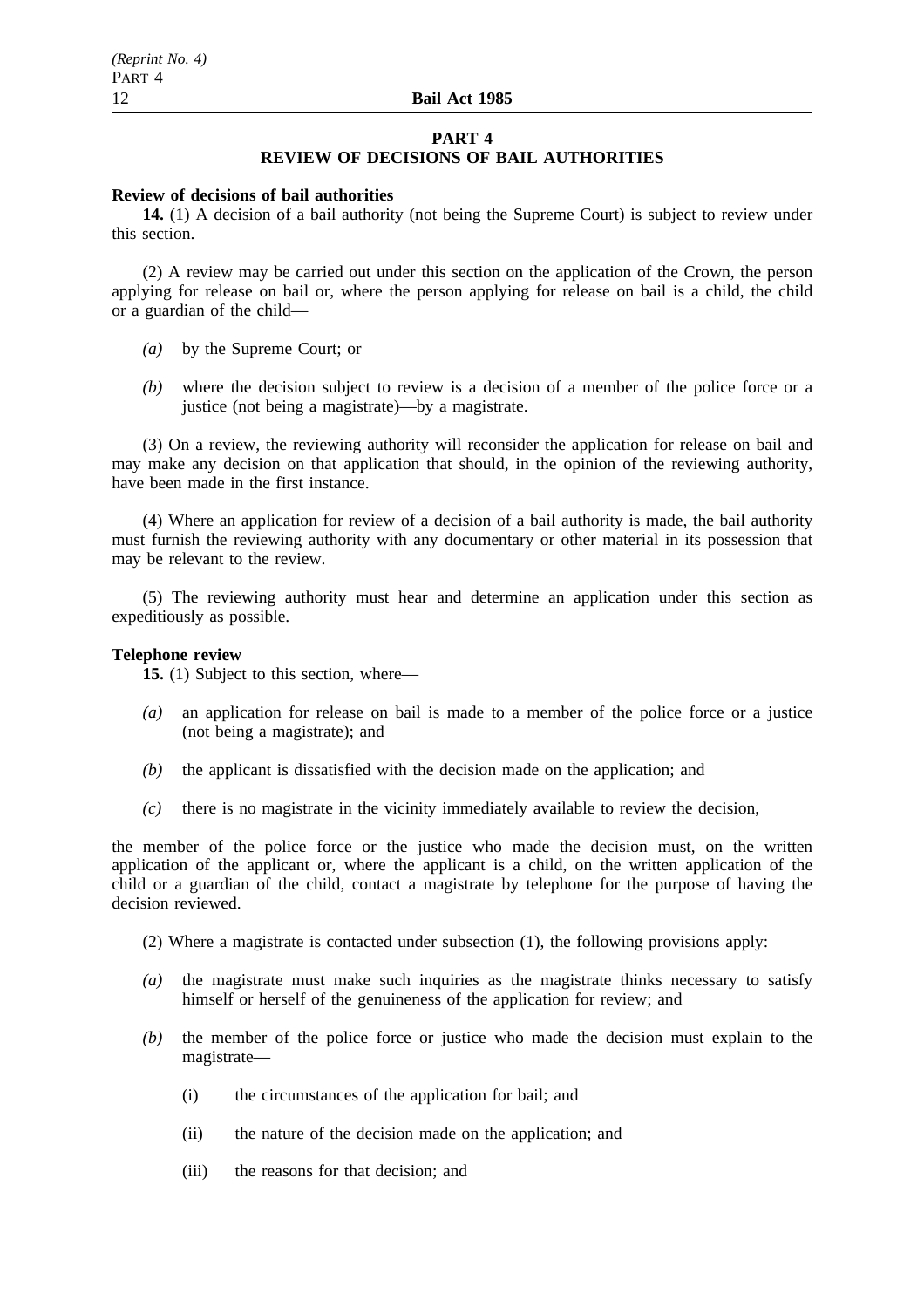## PART 4
## REVIEW OF DECISIONS OF BAIL AUTHORITIES

**Review of decisions of bail authorities**

**14.** (1) A decision of a bail authority (not being the Supreme Court) is subject to review under this section.

(2) A review may be carried out under this section on the application of the Crown, the person applying for release on bail or, where the person applying for release on bail is a child, the child or a guardian of the child—

*(a)* by the Supreme Court; or

*(b)* where the decision subject to review is a decision of a member of the police force or a justice (not being a magistrate)—by a magistrate.

(3) On a review, the reviewing authority will reconsider the application for release on bail and may make any decision on that application that should, in the opinion of the reviewing authority, have been made in the first instance.

(4) Where an application for review of a decision of a bail authority is made, the bail authority must furnish the reviewing authority with any documentary or other material in its possession that may be relevant to the review.

(5) The reviewing authority must hear and determine an application under this section as expeditiously as possible.

**Telephone review**

**15.** (1) Subject to this section, where—

*(a)* an application for release on bail is made to a member of the police force or a justice (not being a magistrate); and

*(b)* the applicant is dissatisfied with the decision made on the application; and

*(c)* there is no magistrate in the vicinity immediately available to review the decision,

the member of the police force or the justice who made the decision must, on the written application of the applicant or, where the applicant is a child, on the written application of the child or a guardian of the child, contact a magistrate by telephone for the purpose of having the decision reviewed.

(2) Where a magistrate is contacted under subsection (1), the following provisions apply:

*(a)* the magistrate must make such inquiries as the magistrate thinks necessary to satisfy himself or herself of the genuineness of the application for review; and

*(b)* the member of the police force or justice who made the decision must explain to the magistrate—

(i) the circumstances of the application for bail; and

(ii) the nature of the decision made on the application; and

(iii) the reasons for that decision; and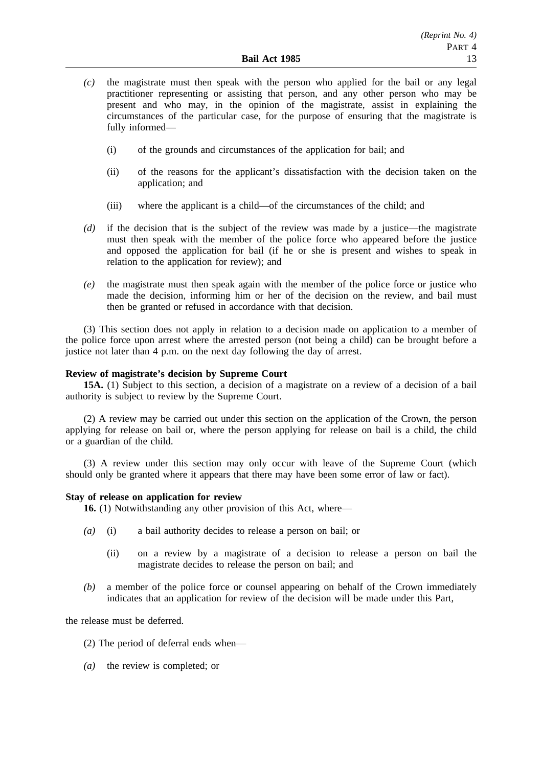*(c)* the magistrate must then speak with the person who applied for the bail or any legal practitioner representing or assisting that person, and any other person who may be present and who may, in the opinion of the magistrate, assist in explaining the circumstances of the particular case, for the purpose of ensuring that the magistrate is fully informed—

(i) of the grounds and circumstances of the application for bail; and

(ii) of the reasons for the applicant's dissatisfaction with the decision taken on the application; and

(iii) where the applicant is a child—of the circumstances of the child; and

*(d)* if the decision that is the subject of the review was made by a justice—the magistrate must then speak with the member of the police force who appeared before the justice and opposed the application for bail (if he or she is present and wishes to speak in relation to the application for review); and

*(e)* the magistrate must then speak again with the member of the police force or justice who made the decision, informing him or her of the decision on the review, and bail must then be granted or refused in accordance with that decision.

(3) This section does not apply in relation to a decision made on application to a member of the police force upon arrest where the arrested person (not being a child) can be brought before a justice not later than 4 p.m. on the next day following the day of arrest.

**Review of magistrate's decision by Supreme Court**

**15A.** (1) Subject to this section, a decision of a magistrate on a review of a decision of a bail authority is subject to review by the Supreme Court.

(2) A review may be carried out under this section on the application of the Crown, the person applying for release on bail or, where the person applying for release on bail is a child, the child or a guardian of the child.

(3) A review under this section may only occur with leave of the Supreme Court (which should only be granted where it appears that there may have been some error of law or fact).

**Stay of release on application for review**

**16.** (1) Notwithstanding any other provision of this Act, where—

*(a)* (i) a bail authority decides to release a person on bail; or

(ii) on a review by a magistrate of a decision to release a person on bail the magistrate decides to release the person on bail; and

*(b)* a member of the police force or counsel appearing on behalf of the Crown immediately indicates that an application for review of the decision will be made under this Part,

the release must be deferred.

(2) The period of deferral ends when—

*(a)* the review is completed; or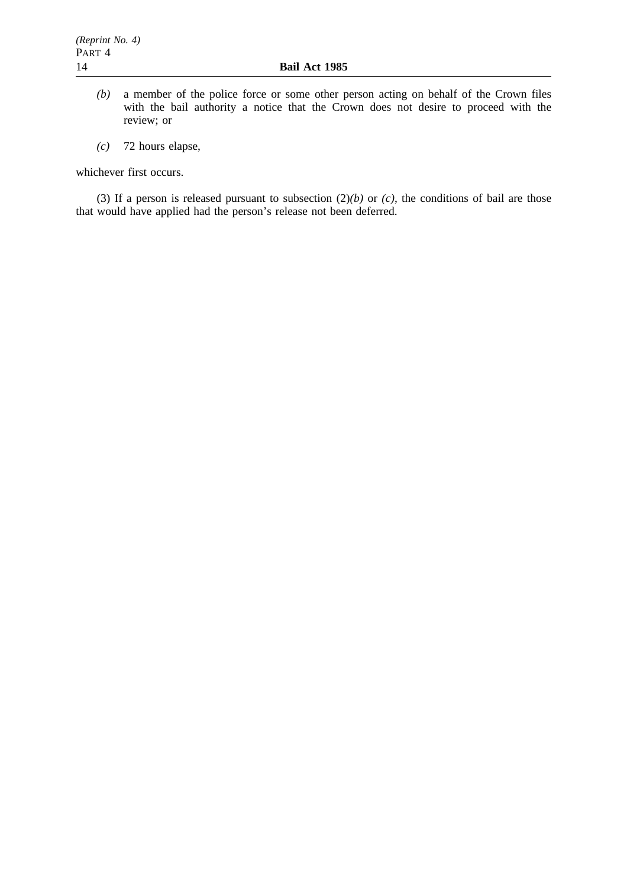*(b)* a member of the police force or some other person acting on behalf of the Crown files with the bail authority a notice that the Crown does not desire to proceed with the review; or

*(c)* 72 hours elapse,

whichever first occurs.

(3) If a person is released pursuant to subsection (2)*(b)* or *(c)*, the conditions of bail are those that would have applied had the person's release not been deferred.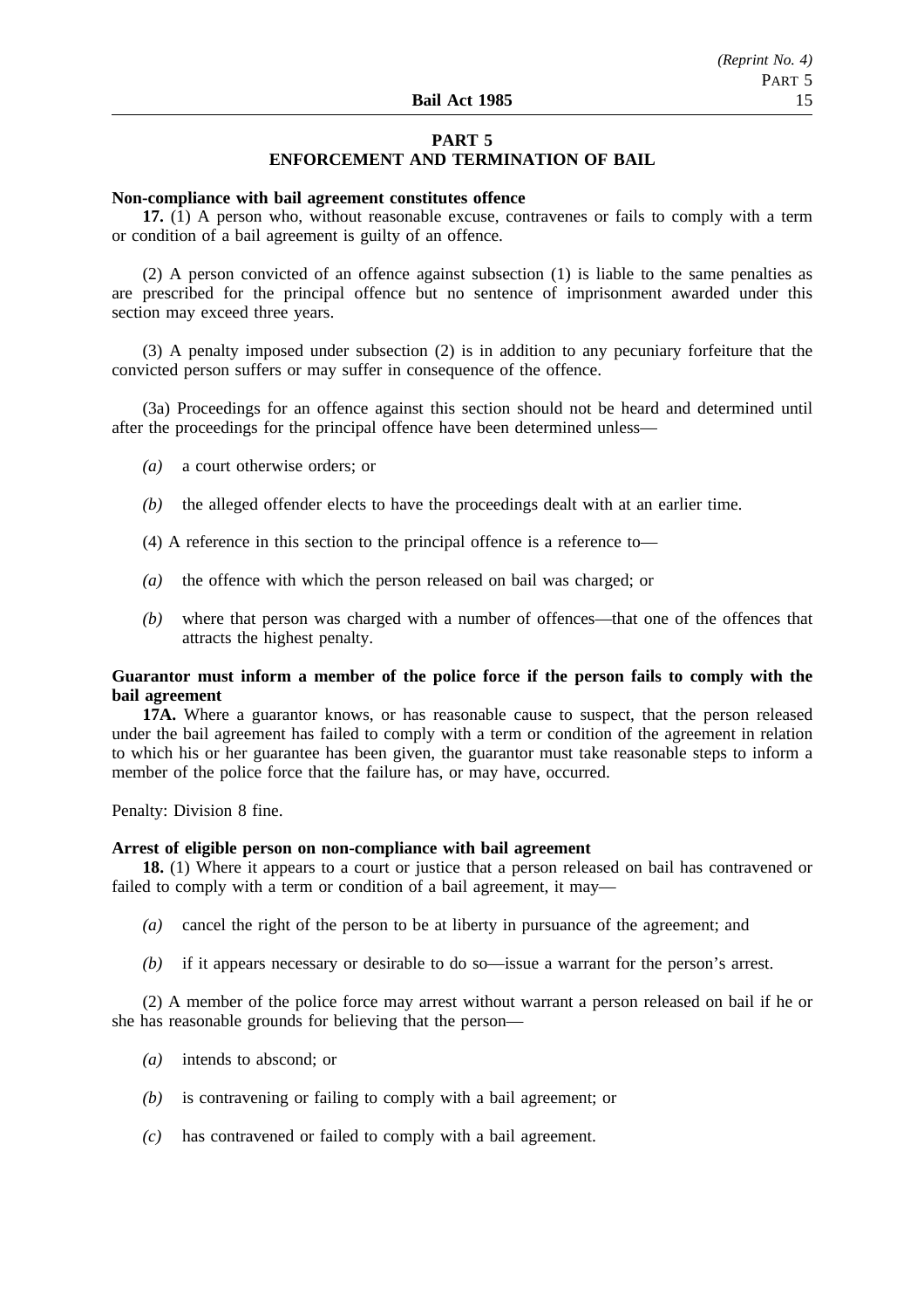## PART 5
## ENFORCEMENT AND TERMINATION OF BAIL

**Non-compliance with bail agreement constitutes offence**

**17.** (1) A person who, without reasonable excuse, contravenes or fails to comply with a term or condition of a bail agreement is guilty of an offence.

(2) A person convicted of an offence against subsection (1) is liable to the same penalties as are prescribed for the principal offence but no sentence of imprisonment awarded under this section may exceed three years.

(3) A penalty imposed under subsection (2) is in addition to any pecuniary forfeiture that the convicted person suffers or may suffer in consequence of the offence.

(3a) Proceedings for an offence against this section should not be heard and determined until after the proceedings for the principal offence have been determined unless—

*(a)* a court otherwise orders; or

*(b)* the alleged offender elects to have the proceedings dealt with at an earlier time.

(4) A reference in this section to the principal offence is a reference to—

*(a)* the offence with which the person released on bail was charged; or

*(b)* where that person was charged with a number of offences—that one of the offences that attracts the highest penalty.

**Guarantor must inform a member of the police force if the person fails to comply with the bail agreement**

**17A.** Where a guarantor knows, or has reasonable cause to suspect, that the person released under the bail agreement has failed to comply with a term or condition of the agreement in relation to which his or her guarantee has been given, the guarantor must take reasonable steps to inform a member of the police force that the failure has, or may have, occurred.

Penalty: Division 8 fine.

**Arrest of eligible person on non-compliance with bail agreement**

**18.** (1) Where it appears to a court or justice that a person released on bail has contravened or failed to comply with a term or condition of a bail agreement, it may—

*(a)* cancel the right of the person to be at liberty in pursuance of the agreement; and

*(b)* if it appears necessary or desirable to do so—issue a warrant for the person's arrest.

(2) A member of the police force may arrest without warrant a person released on bail if he or she has reasonable grounds for believing that the person—

*(a)* intends to abscond; or

*(b)* is contravening or failing to comply with a bail agreement; or

*(c)* has contravened or failed to comply with a bail agreement.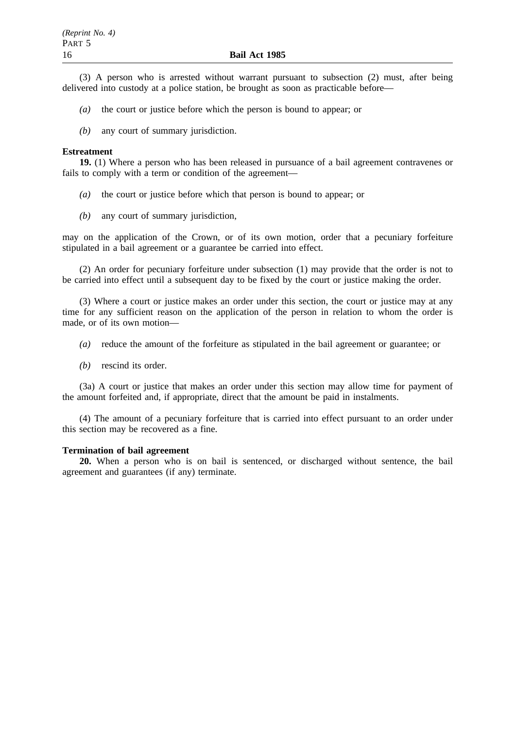(3) A person who is arrested without warrant pursuant to subsection (2) must, after being delivered into custody at a police station, be brought as soon as practicable before—

*(a)* the court or justice before which the person is bound to appear; or

*(b)* any court of summary jurisdiction.

**Estreatment**

**19.** (1) Where a person who has been released in pursuance of a bail agreement contravenes or fails to comply with a term or condition of the agreement—

*(a)* the court or justice before which that person is bound to appear; or

*(b)* any court of summary jurisdiction,

may on the application of the Crown, or of its own motion, order that a pecuniary forfeiture stipulated in a bail agreement or a guarantee be carried into effect.

(2) An order for pecuniary forfeiture under subsection (1) may provide that the order is not to be carried into effect until a subsequent day to be fixed by the court or justice making the order.

(3) Where a court or justice makes an order under this section, the court or justice may at any time for any sufficient reason on the application of the person in relation to whom the order is made, or of its own motion—

*(a)* reduce the amount of the forfeiture as stipulated in the bail agreement or guarantee; or

*(b)* rescind its order.

(3a) A court or justice that makes an order under this section may allow time for payment of the amount forfeited and, if appropriate, direct that the amount be paid in instalments.

(4) The amount of a pecuniary forfeiture that is carried into effect pursuant to an order under this section may be recovered as a fine.

**Termination of bail agreement**

**20.** When a person who is on bail is sentenced, or discharged without sentence, the bail agreement and guarantees (if any) terminate.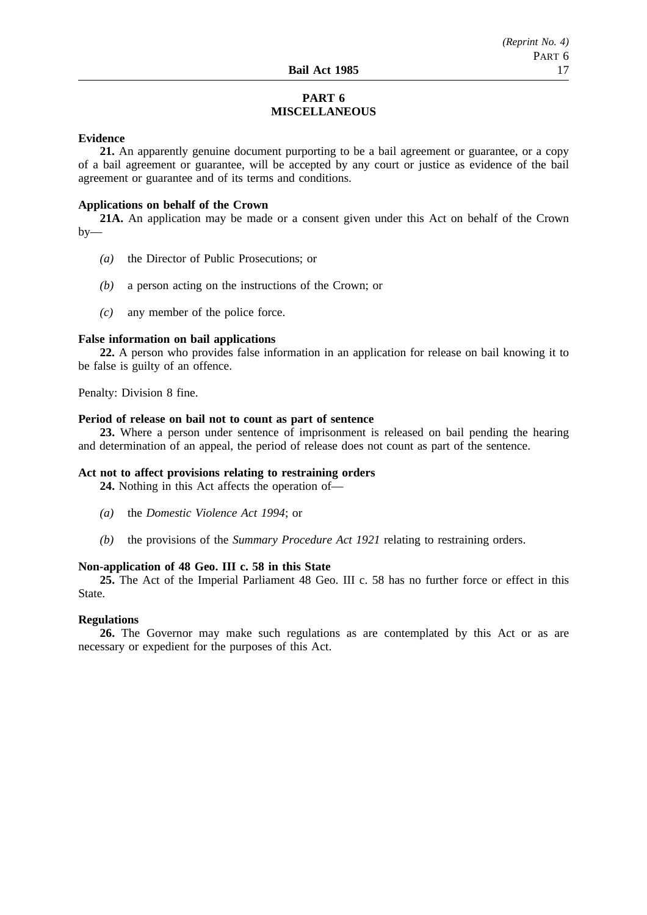## PART 6
## MISCELLANEOUS

**Evidence**

**21.** An apparently genuine document purporting to be a bail agreement or guarantee, or a copy of a bail agreement or guarantee, will be accepted by any court or justice as evidence of the bail agreement or guarantee and of its terms and conditions.

**Applications on behalf of the Crown**

**21A.** An application may be made or a consent given under this Act on behalf of the Crown by—

*(a)* the Director of Public Prosecutions; or

*(b)* a person acting on the instructions of the Crown; or

*(c)* any member of the police force.

**False information on bail applications**

**22.** A person who provides false information in an application for release on bail knowing it to be false is guilty of an offence.

Penalty: Division 8 fine.

**Period of release on bail not to count as part of sentence**

**23.** Where a person under sentence of imprisonment is released on bail pending the hearing and determination of an appeal, the period of release does not count as part of the sentence.

**Act not to affect provisions relating to restraining orders**

**24.** Nothing in this Act affects the operation of—

*(a)* the *Domestic Violence Act 1994*; or

*(b)* the provisions of the *Summary Procedure Act 1921* relating to restraining orders.

**Non-application of 48 Geo. III c. 58 in this State**

**25.** The Act of the Imperial Parliament 48 Geo. III c. 58 has no further force or effect in this State.

**Regulations**

**26.** The Governor may make such regulations as are contemplated by this Act or as are necessary or expedient for the purposes of this Act.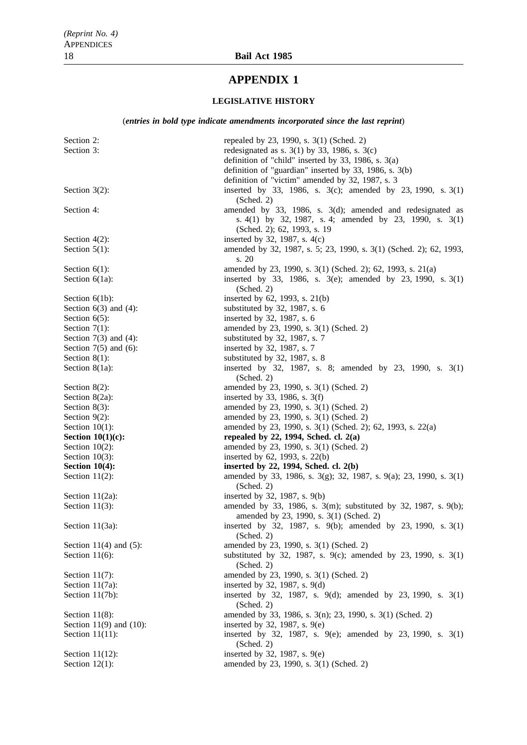# APPENDIX 1

## LEGISLATIVE HISTORY

(*entries in bold type indicate amendments incorporated since the last reprint*)

| | |
|---|---|
| Section 2: | repealed by 23, 1990, s. 3(1) (Sched. 2) |
| Section 3: | redesignated as s. 3(1) by 33, 1986, s. 3(c) |
| | definition of "child" inserted by 33, 1986, s. 3(a) |
| | definition of "guardian" inserted by 33, 1986, s. 3(b) |
| | definition of "victim" amended by 32, 1987, s. 3 |
| Section 3(2): | inserted by 33, 1986, s. 3(c); amended by 23, 1990, s. 3(1) (Sched. 2) |
| Section 4: | amended by 33, 1986, s. 3(d); amended and redesignated as s. 4(1) by 32, 1987, s. 4; amended by 23, 1990, s. 3(1) (Sched. 2); 62, 1993, s. 19 |
| Section 4(2): | inserted by 32, 1987, s. 4(c) |
| Section 5(1): | amended by 32, 1987, s. 5; 23, 1990, s. 3(1) (Sched. 2); 62, 1993, s. 20 |
| Section 6(1): | amended by 23, 1990, s. 3(1) (Sched. 2); 62, 1993, s. 21(a) |
| Section 6(1a): | inserted by 33, 1986, s. 3(e); amended by 23, 1990, s. 3(1) (Sched. 2) |
| Section 6(1b): | inserted by 62, 1993, s. 21(b) |
| Section 6(3) and (4): | substituted by 32, 1987, s. 6 |
| Section 6(5): | inserted by 32, 1987, s. 6 |
| Section 7(1): | amended by 23, 1990, s. 3(1) (Sched. 2) |
| Section 7(3) and (4): | substituted by 32, 1987, s. 7 |
| Section 7(5) and (6): | inserted by 32, 1987, s. 7 |
| Section 8(1): | substituted by 32, 1987, s. 8 |
| Section 8(1a): | inserted by 32, 1987, s. 8; amended by 23, 1990, s. 3(1) (Sched. 2) |
| Section 8(2): | amended by 23, 1990, s. 3(1) (Sched. 2) |
| Section 8(2a): | inserted by 33, 1986, s. 3(f) |
| Section 8(3): | amended by 23, 1990, s. 3(1) (Sched. 2) |
| Section 9(2): | amended by 23, 1990, s. 3(1) (Sched. 2) |
| Section 10(1): | amended by 23, 1990, s. 3(1) (Sched. 2); 62, 1993, s. 22(a) |
| **Section 10(1)(c):** | **repealed by 22, 1994, Sched. cl. 2(a)** |
| Section 10(2): | amended by 23, 1990, s. 3(1) (Sched. 2) |
| Section 10(3): | inserted by 62, 1993, s. 22(b) |
| **Section 10(4):** | **inserted by 22, 1994, Sched. cl. 2(b)** |
| Section 11(2): | amended by 33, 1986, s. 3(g); 32, 1987, s. 9(a); 23, 1990, s. 3(1) (Sched. 2) |
| Section 11(2a): | inserted by 32, 1987, s. 9(b) |
| Section 11(3): | amended by 33, 1986, s. 3(m); substituted by 32, 1987, s. 9(b); amended by 23, 1990, s. 3(1) (Sched. 2) |
| Section 11(3a): | inserted by 32, 1987, s. 9(b); amended by 23, 1990, s. 3(1) (Sched. 2) |
| Section 11(4) and (5): | amended by 23, 1990, s. 3(1) (Sched. 2) |
| Section 11(6): | substituted by 32, 1987, s. 9(c); amended by 23, 1990, s. 3(1) (Sched. 2) |
| Section 11(7): | amended by 23, 1990, s. 3(1) (Sched. 2) |
| Section 11(7a): | inserted by 32, 1987, s. 9(d) |
| Section 11(7b): | inserted by 32, 1987, s. 9(d); amended by 23, 1990, s. 3(1) (Sched. 2) |
| Section 11(8): | amended by 33, 1986, s. 3(n); 23, 1990, s. 3(1) (Sched. 2) |
| Section 11(9) and (10): | inserted by 32, 1987, s. 9(e) |
| Section 11(11): | inserted by 32, 1987, s. 9(e); amended by 23, 1990, s. 3(1) (Sched. 2) |
| Section 11(12): | inserted by 32, 1987, s. 9(e) |
| Section 12(1): | amended by 23, 1990, s. 3(1) (Sched. 2) |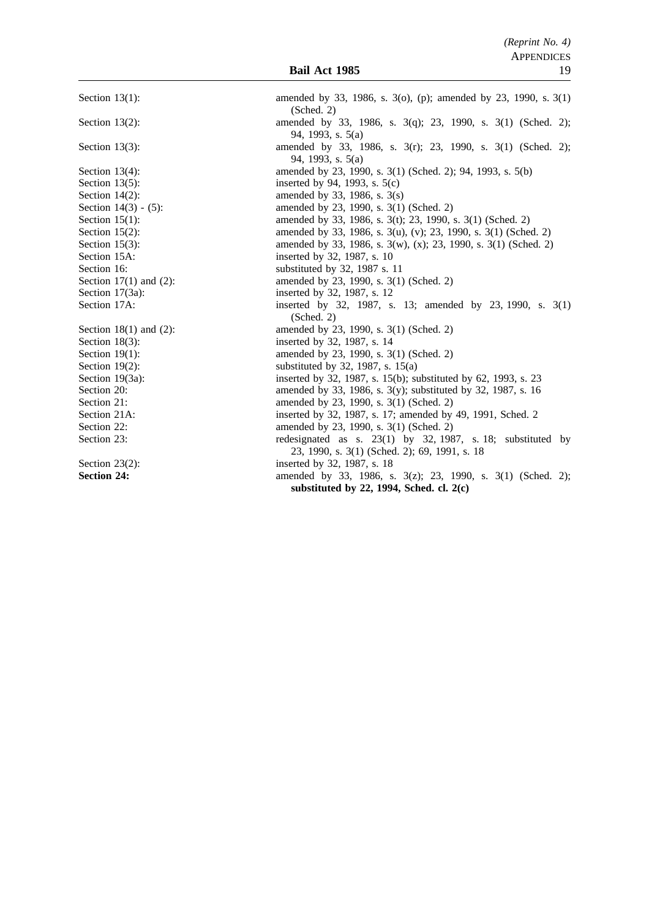| | |
|---|---|
| Section 13(1): | amended by 33, 1986, s. 3(o), (p); amended by 23, 1990, s. 3(1) (Sched. 2) |
| Section 13(2): | amended by 33, 1986, s. 3(q); 23, 1990, s. 3(1) (Sched. 2); 94, 1993, s. 5(a) |
| Section 13(3): | amended by 33, 1986, s. 3(r); 23, 1990, s. 3(1) (Sched. 2); 94, 1993, s. 5(a) |
| Section 13(4): | amended by 23, 1990, s. 3(1) (Sched. 2); 94, 1993, s. 5(b) |
| Section 13(5): | inserted by 94, 1993, s. 5(c) |
| Section 14(2): | amended by 33, 1986, s. 3(s) |
| Section 14(3) - (5): | amended by 23, 1990, s. 3(1) (Sched. 2) |
| Section 15(1): | amended by 33, 1986, s. 3(t); 23, 1990, s. 3(1) (Sched. 2) |
| Section 15(2): | amended by 33, 1986, s. 3(u), (v); 23, 1990, s. 3(1) (Sched. 2) |
| Section 15(3): | amended by 33, 1986, s. 3(w), (x); 23, 1990, s. 3(1) (Sched. 2) |
| Section 15A: | inserted by 32, 1987, s. 10 |
| Section 16: | substituted by 32, 1987 s. 11 |
| Section 17(1) and (2): | amended by 23, 1990, s. 3(1) (Sched. 2) |
| Section 17(3a): | inserted by 32, 1987, s. 12 |
| Section 17A: | inserted by 32, 1987, s. 13; amended by 23, 1990, s. 3(1) (Sched. 2) |
| Section 18(1) and (2): | amended by 23, 1990, s. 3(1) (Sched. 2) |
| Section 18(3): | inserted by 32, 1987, s. 14 |
| Section 19(1): | amended by 23, 1990, s. 3(1) (Sched. 2) |
| Section 19(2): | substituted by 32, 1987, s. 15(a) |
| Section 19(3a): | inserted by 32, 1987, s. 15(b); substituted by 62, 1993, s. 23 |
| Section 20: | amended by 33, 1986, s. 3(y); substituted by 32, 1987, s. 16 |
| Section 21: | amended by 23, 1990, s. 3(1) (Sched. 2) |
| Section 21A: | inserted by 32, 1987, s. 17; amended by 49, 1991, Sched. 2 |
| Section 22: | amended by 23, 1990, s. 3(1) (Sched. 2) |
| Section 23: | redesignated as s. 23(1) by 32, 1987, s. 18; substituted by 23, 1990, s. 3(1) (Sched. 2); 69, 1991, s. 18 |
| Section 23(2): | inserted by 32, 1987, s. 18 |
| **Section 24:** | amended by 33, 1986, s. 3(z); 23, 1990, s. 3(1) (Sched. 2); **substituted by 22, 1994, Sched. cl. 2(c)** |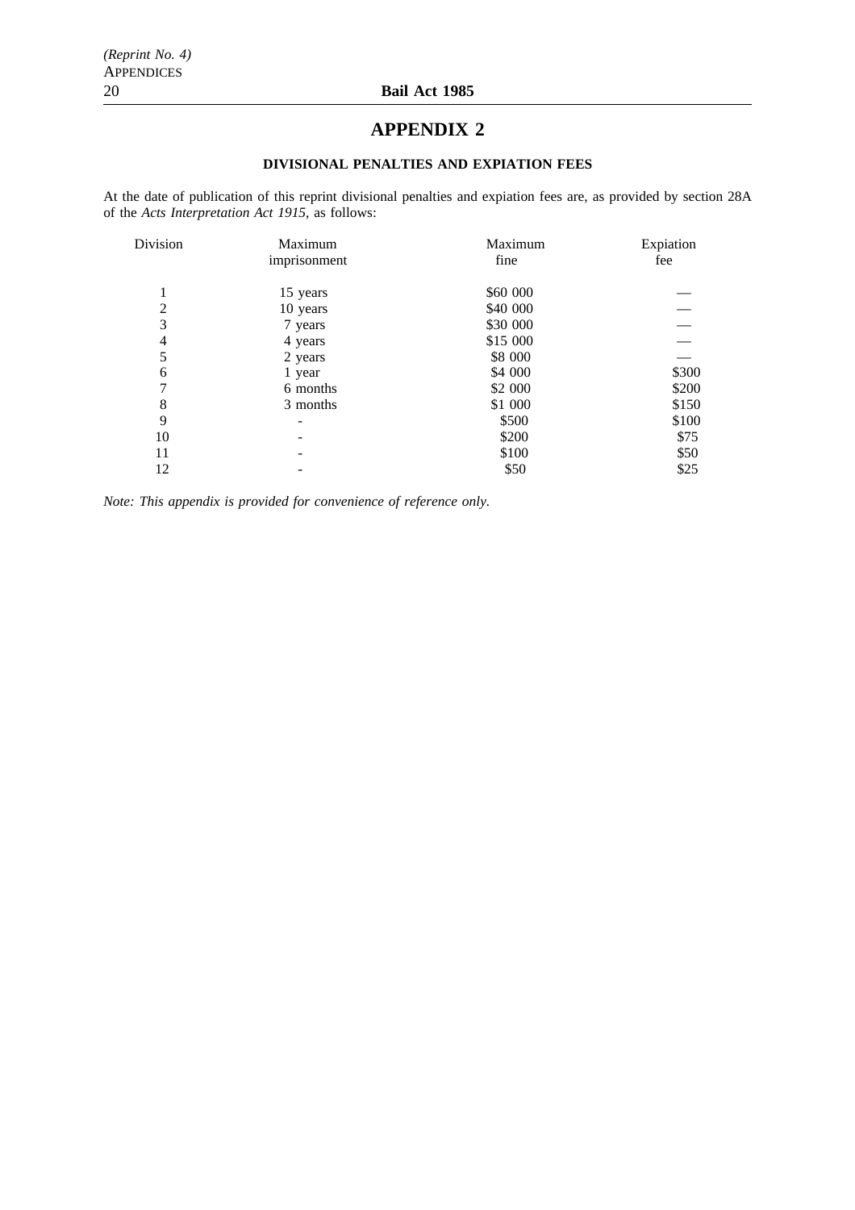## APPENDIX 2

### DIVISIONAL PENALTIES AND EXPIATION FEES

At the date of publication of this reprint divisional penalties and expiation fees are, as provided by section 28A of the *Acts Interpretation Act 1915*, as follows:

| Division | Maximum imprisonment | Maximum fine | Expiation fee |
|---|---|---|---|
| 1 | 15 years | $60 000 | — |
| 2 | 10 years | $40 000 | — |
| 3 | 7 years | $30 000 | — |
| 4 | 4 years | $15 000 | — |
| 5 | 2 years | $8 000 | — |
| 6 | 1 year | $4 000 | $300 |
| 7 | 6 months | $2 000 | $200 |
| 8 | 3 months | $1 000 | $150 |
| 9 | - | $500 | $100 |
| 10 | - | $200 | $75 |
| 11 | - | $100 | $50 |
| 12 | - | $50 | $25 |

*Note: This appendix is provided for convenience of reference only.*